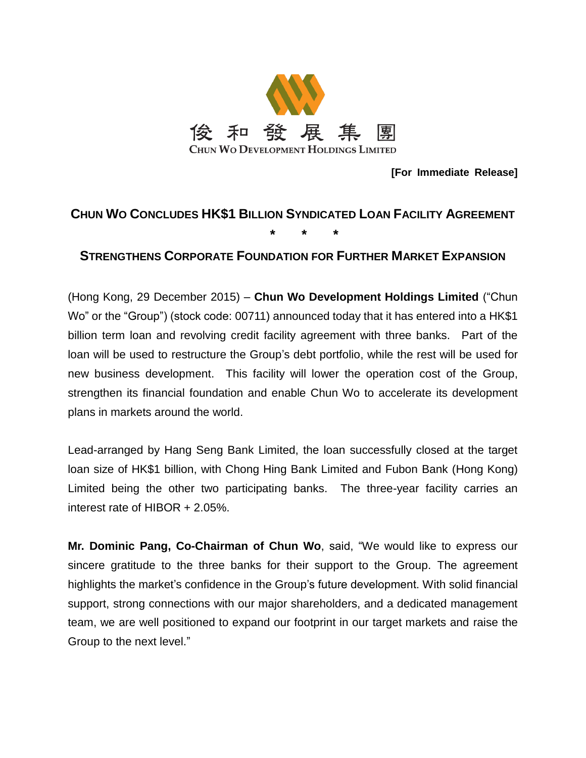俊和發展集團
CHUN WO DEVELOPMENT HOLDINGS LIMITED

**[For Immediate Release]**

# CHUN WO CONCLUDES HK$1 BILLION SYNDICATED LOAN FACILITY AGREEMENT

\* \* \*

## STRENGTHENS CORPORATE FOUNDATION FOR FURTHER MARKET EXPANSION

(Hong Kong, 29 December 2015) – **Chun Wo Development Holdings Limited** ("Chun Wo" or the "Group") (stock code: 00711) announced today that it has entered into a HK$1 billion term loan and revolving credit facility agreement with three banks. Part of the loan will be used to restructure the Group's debt portfolio, while the rest will be used for new business development. This facility will lower the operation cost of the Group, strengthen its financial foundation and enable Chun Wo to accelerate its development plans in markets around the world.

Lead-arranged by Hang Seng Bank Limited, the loan successfully closed at the target loan size of HK$1 billion, with Chong Hing Bank Limited and Fubon Bank (Hong Kong) Limited being the other two participating banks. The three-year facility carries an interest rate of HIBOR + 2.05%.

**Mr. Dominic Pang, Co-Chairman of Chun Wo**, said, "We would like to express our sincere gratitude to the three banks for their support to the Group. The agreement highlights the market's confidence in the Group's future development. With solid financial support, strong connections with our major shareholders, and a dedicated management team, we are well positioned to expand our footprint in our target markets and raise the Group to the next level."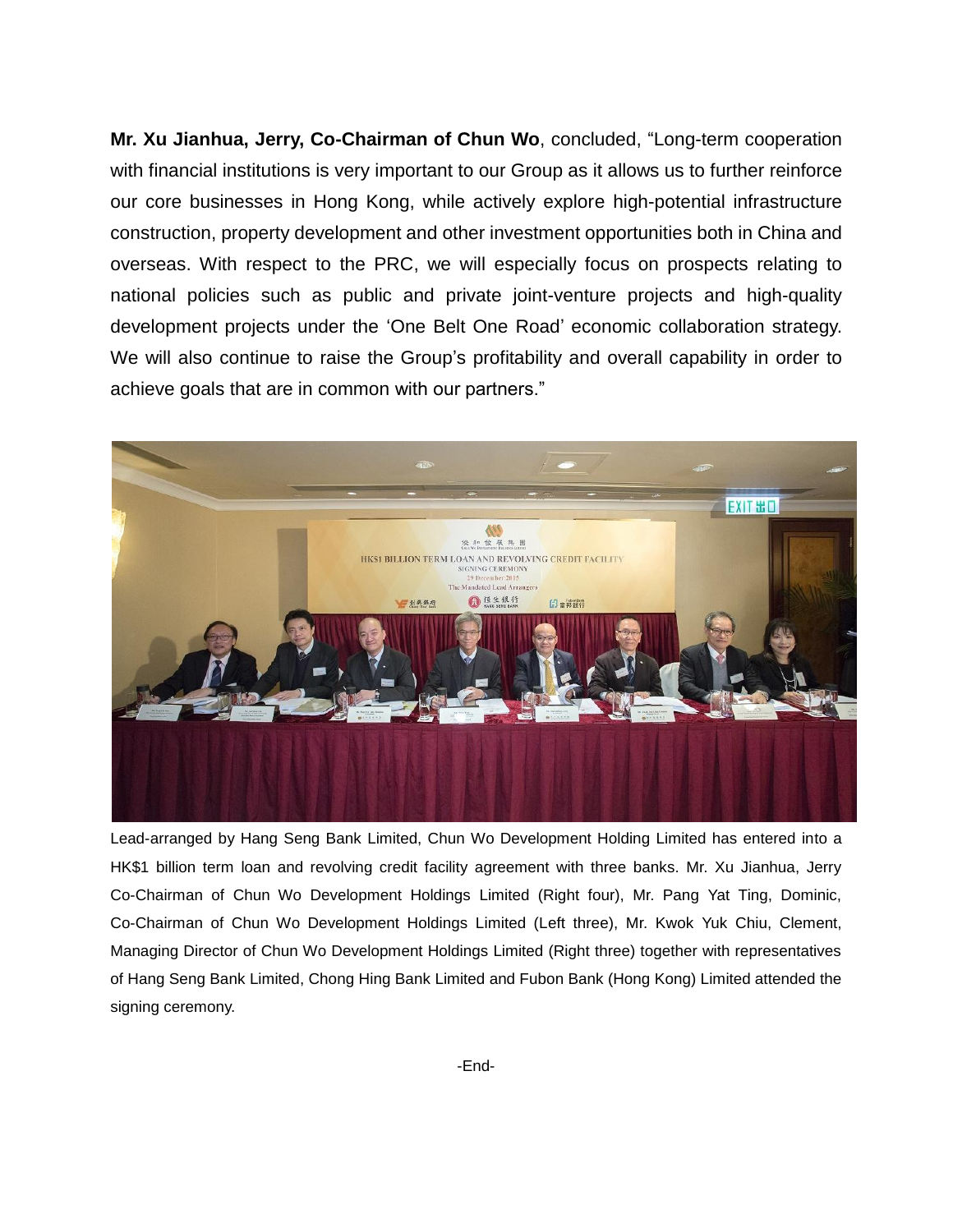**Mr. Xu Jianhua, Jerry, Co-Chairman of Chun Wo**, concluded, "Long-term cooperation with financial institutions is very important to our Group as it allows us to further reinforce our core businesses in Hong Kong, while actively explore high-potential infrastructure construction, property development and other investment opportunities both in China and overseas. With respect to the PRC, we will especially focus on prospects relating to national policies such as public and private joint-venture projects and high-quality development projects under the 'One Belt One Road' economic collaboration strategy. We will also continue to raise the Group's profitability and overall capability in order to achieve goals that are in common with our partners."

Lead-arranged by Hang Seng Bank Limited, Chun Wo Development Holding Limited has entered into a HK$1 billion term loan and revolving credit facility agreement with three banks. Mr. Xu Jianhua, Jerry Co-Chairman of Chun Wo Development Holdings Limited (Right four), Mr. Pang Yat Ting, Dominic, Co-Chairman of Chun Wo Development Holdings Limited (Left three), Mr. Kwok Yuk Chiu, Clement, Managing Director of Chun Wo Development Holdings Limited (Right three) together with representatives of Hang Seng Bank Limited, Chong Hing Bank Limited and Fubon Bank (Hong Kong) Limited attended the signing ceremony.

-End-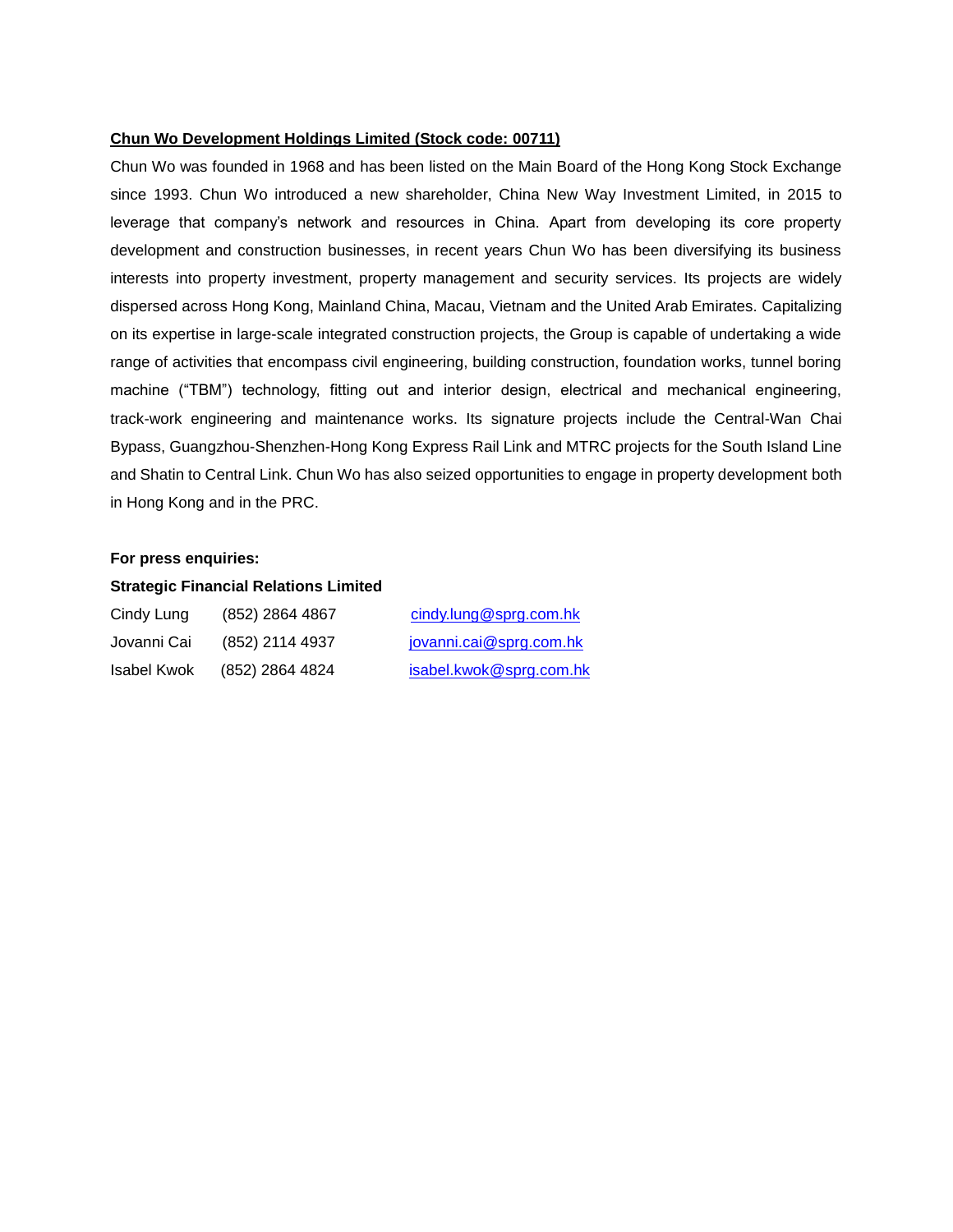**Chun Wo Development Holdings Limited (Stock code: 00711)**

Chun Wo was founded in 1968 and has been listed on the Main Board of the Hong Kong Stock Exchange since 1993. Chun Wo introduced a new shareholder, China New Way Investment Limited, in 2015 to leverage that company's network and resources in China. Apart from developing its core property development and construction businesses, in recent years Chun Wo has been diversifying its business interests into property investment, property management and security services. Its projects are widely dispersed across Hong Kong, Mainland China, Macau, Vietnam and the United Arab Emirates. Capitalizing on its expertise in large-scale integrated construction projects, the Group is capable of undertaking a wide range of activities that encompass civil engineering, building construction, foundation works, tunnel boring machine ("TBM") technology, fitting out and interior design, electrical and mechanical engineering, track-work engineering and maintenance works. Its signature projects include the Central-Wan Chai Bypass, Guangzhou-Shenzhen-Hong Kong Express Rail Link and MTRC projects for the South Island Line and Shatin to Central Link. Chun Wo has also seized opportunities to engage in property development both in Hong Kong and in the PRC.

**For press enquiries:**

**Strategic Financial Relations Limited**

| | | |
|---|---|---|
| Cindy Lung | (852) 2864 4867 | cindy.lung@sprg.com.hk |
| Jovanni Cai | (852) 2114 4937 | jovanni.cai@sprg.com.hk |
| Isabel Kwok | (852) 2864 4824 | isabel.kwok@sprg.com.hk |